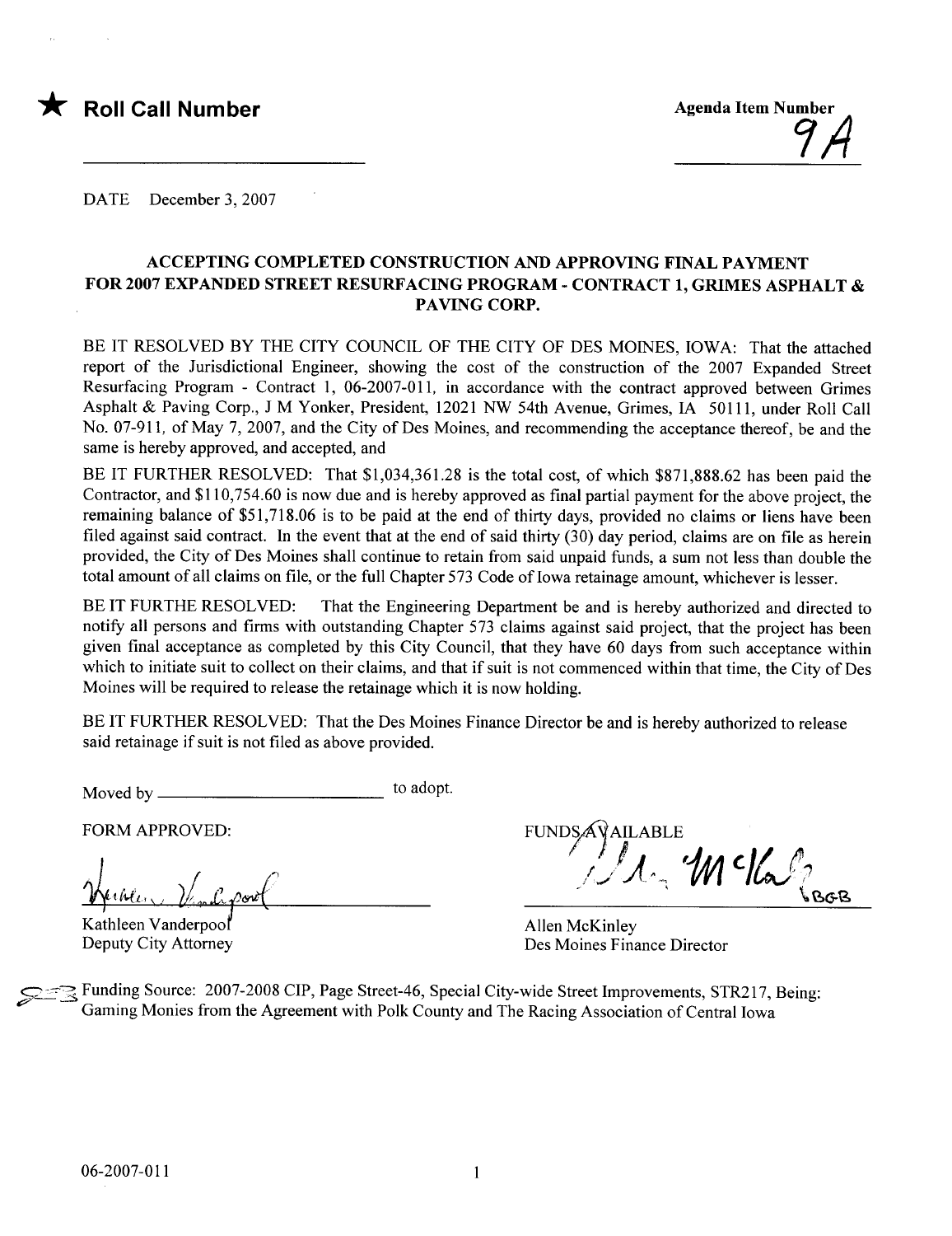★ **Roll Call Number**

Agenda Item Number
9A

DATE December 3, 2007

## ACCEPTING COMPLETED CONSTRUCTION AND APPROVING FINAL PAYMENT FOR 2007 EXPANDED STREET RESURFACING PROGRAM - CONTRACT 1, GRIMES ASPHALT & PAVING CORP.

BE IT RESOLVED BY THE CITY COUNCIL OF THE CITY OF DES MOINES, IOWA: That the attached report of the Jurisdictional Engineer, showing the cost of the construction of the 2007 Expanded Street Resurfacing Program - Contract 1, 06-2007-011, in accordance with the contract approved between Grimes Asphalt & Paving Corp., J M Yonker, President, 12021 NW 54th Avenue, Grimes, IA 50111, under Roll Call No. 07-911, of May 7, 2007, and the City of Des Moines, and recommending the acceptance thereof, be and the same is hereby approved, and accepted, and

BE IT FURTHER RESOLVED: That $1,034,361.28 is the total cost, of which $871,888.62 has been paid the Contractor, and $110,754.60 is now due and is hereby approved as final partial payment for the above project, the remaining balance of $51,718.06 is to be paid at the end of thirty days, provided no claims or liens have been filed against said contract. In the event that at the end of said thirty (30) day period, claims are on file as herein provided, the City of Des Moines shall continue to retain from said unpaid funds, a sum not less than double the total amount of all claims on file, or the full Chapter 573 Code of Iowa retainage amount, whichever is lesser.

BE IT FURTHE RESOLVED: That the Engineering Department be and is hereby authorized and directed to notify all persons and firms with outstanding Chapter 573 claims against said project, that the project has been given final acceptance as completed by this City Council, that they have 60 days from such acceptance within which to initiate suit to collect on their claims, and that if suit is not commenced within that time, the City of Des Moines will be required to release the retainage which it is now holding.

BE IT FURTHER RESOLVED: That the Des Moines Finance Director be and is hereby authorized to release said retainage if suit is not filed as above provided.

Moved by ______________________ to adopt.

FORM APPROVED:

Kathleen Vanderpool
Deputy City Attorney

FUNDS AVAILABLE

Allen McKinley
Des Moines Finance Director

Funding Source: 2007-2008 CIP, Page Street-46, Special City-wide Street Improvements, STR217, Being: Gaming Monies from the Agreement with Polk County and The Racing Association of Central Iowa

06-2007-011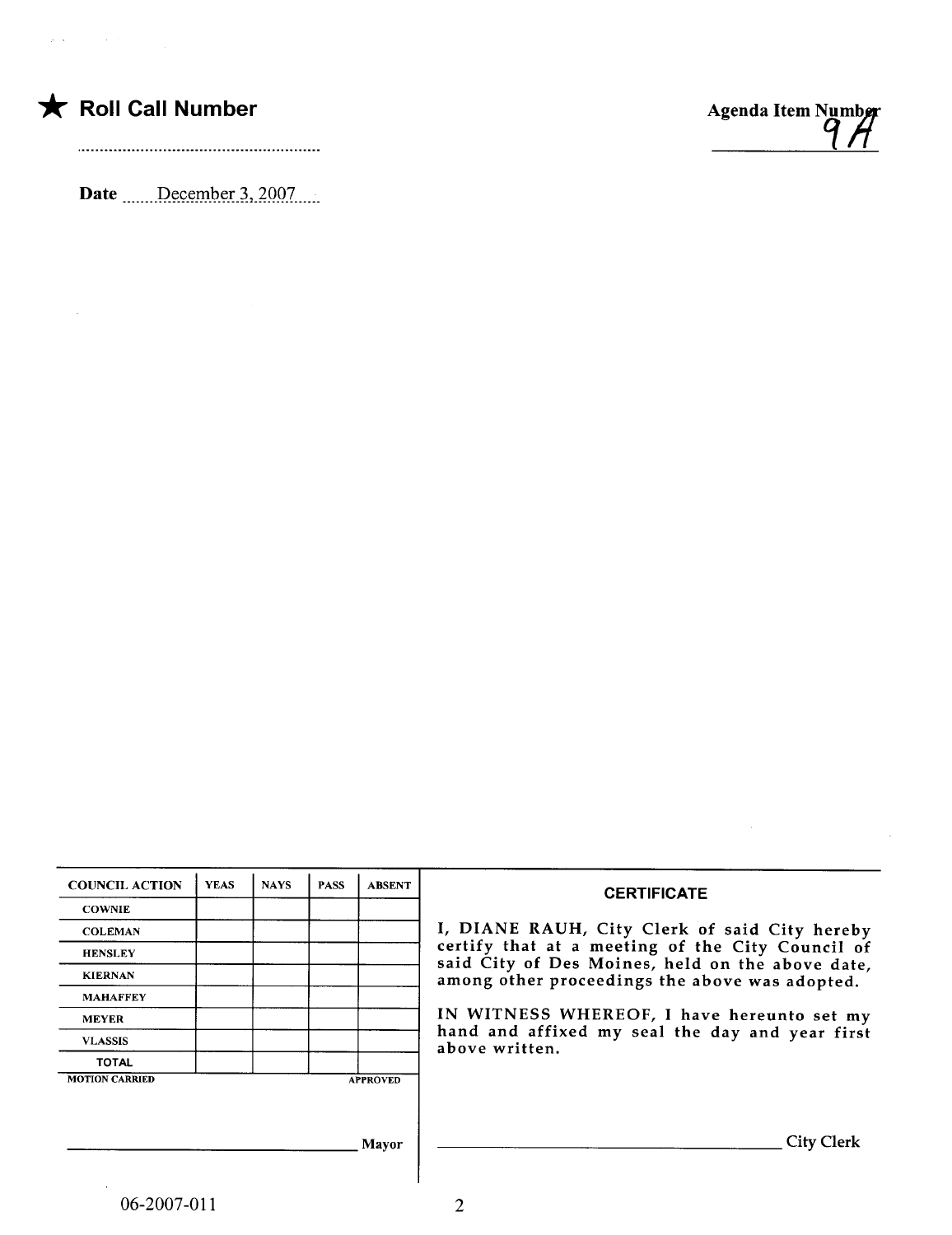★ **Roll Call Number**

..........................................................

**Date** December 3, 2007

**Agenda Item Number** 9A

| COUNCIL ACTION | YEAS | NAYS | PASS | ABSENT |
|---|---|---|---|---|
| COWNIE | | | | |
| COLEMAN | | | | |
| HENSLEY | | | | |
| KIERNAN | | | | |
| MAHAFFEY | | | | |
| MEYER | | | | |
| VLASSIS | | | | |
| TOTAL | | | | |

MOTION CARRIED APPROVED

______________________________ Mayor

**CERTIFICATE**

I, DIANE RAUH, City Clerk of said City hereby certify that at a meeting of the City Council of said City of Des Moines, held on the above date, among other proceedings the above was adopted.

IN WITNESS WHEREOF, I have hereunto set my hand and affixed my seal the day and year first above written.

______________________________ City Clerk

06-2007-011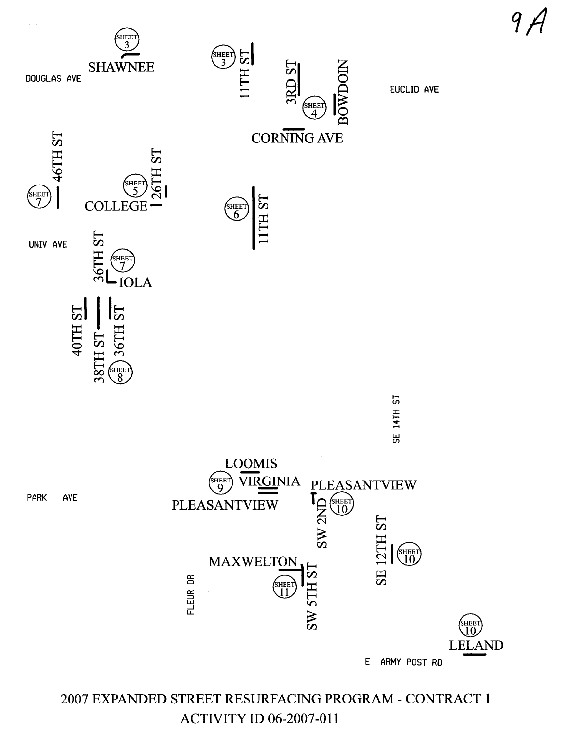9A

SHEET 3
SHAWNEE

DOUGLAS AVE

SHEET 3
11TH ST

3RD ST

SHEET 4
BOWDOIN

EUCLID AVE

CORNING AVE

46TH ST
SHEET 7

SHEET 5
26TH ST
COLLEGE

SHEET 6
11TH ST

UNIV AVE

36TH ST
SHEET 7
IOLA

40TH ST
38TH ST
36TH ST
SHEET 8

SE 14TH ST

LOOMIS
SHEET 9
VIRGINIA
PLEASANTVIEW

PLEASANTVIEW
SW 2ND
SHEET 10

PARK AVE

SE 12TH ST
SHEET 10

MAXWELTON
SHEET 11
SW 5TH ST

FLEUR DR

SHEET 10
LELAND

E ARMY POST RD

2007 EXPANDED STREET RESURFACING PROGRAM - CONTRACT 1

ACTIVITY ID 06-2007-011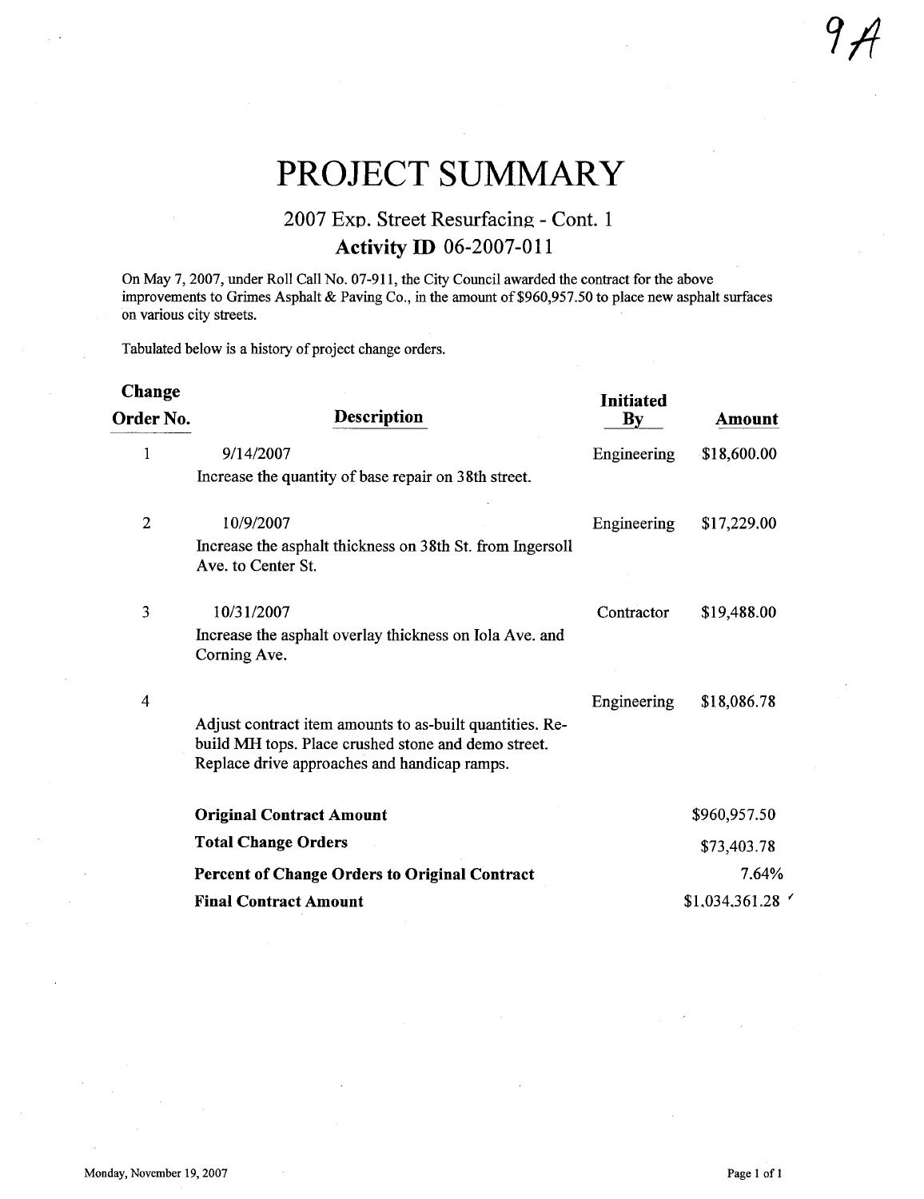9A

# PROJECT SUMMARY

## 2007 Exp. Street Resurfacing - Cont. 1

## Activity ID 06-2007-011

On May 7, 2007, under Roll Call No. 07-911, the City Council awarded the contract for the above improvements to Grimes Asphalt & Paving Co., in the amount of $960,957.50 to place new asphalt surfaces on various city streets.

Tabulated below is a history of project change orders.

| Change Order No. | Description | Initiated By | Amount |
|---|---|---|---|
| 1 | 9/14/2007<br>Increase the quantity of base repair on 38th street. | Engineering | $18,600.00 |
| 2 | 10/9/2007<br>Increase the asphalt thickness on 38th St. from Ingersoll Ave. to Center St. | Engineering | $17,229.00 |
| 3 | 10/31/2007<br>Increase the asphalt overlay thickness on Iola Ave. and Corning Ave. | Contractor | $19,488.00 |
| 4 | Adjust contract item amounts to as-built quantities. Re-build MH tops. Place crushed stone and demo street. Replace drive approaches and handicap ramps. | Engineering | $18,086.78 |

| | |
|---|---|
| **Original Contract Amount** | $960,957.50 |
| **Total Change Orders** | $73,403.78 |
| **Percent of Change Orders to Original Contract** | 7.64% |
| **Final Contract Amount** | $1,034,361.28 |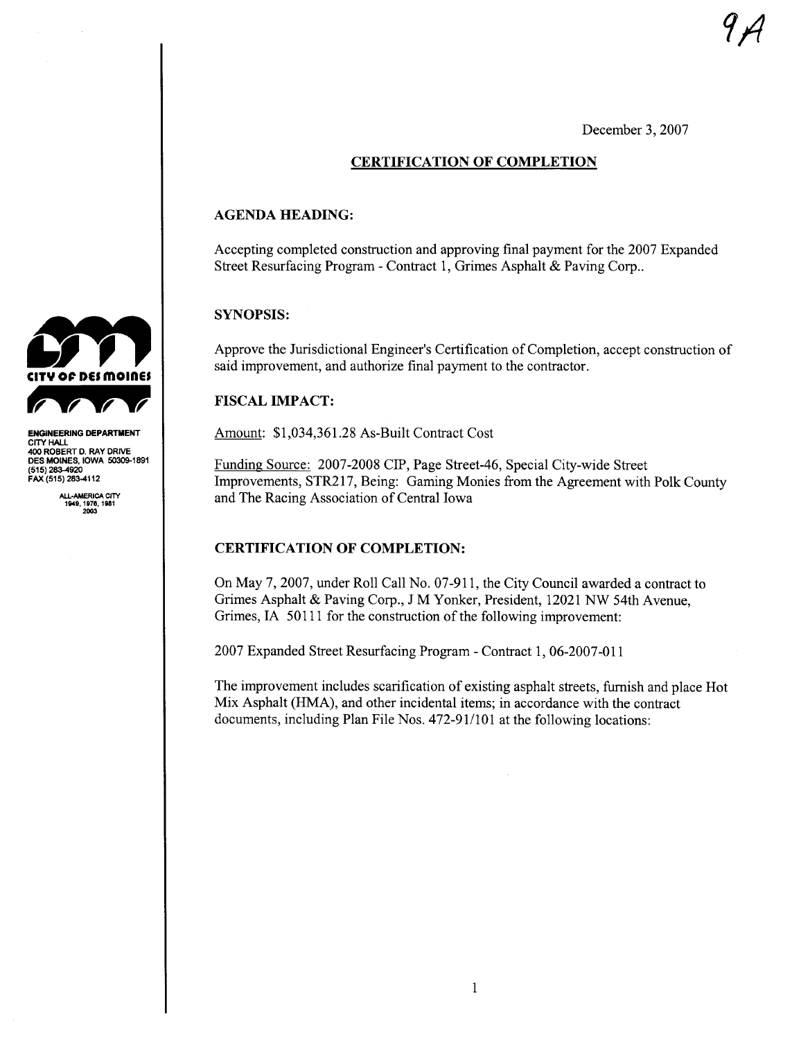9A

December 3, 2007

## CERTIFICATION OF COMPLETION

CITY OF DES MOINES

ENGINEERING DEPARTMENT
CITY HALL
400 ROBERT D. RAY DRIVE
DES MOINES, IOWA 50309-1891
(515) 283-4920
FAX (515) 283-4112

ALL-AMERICA CITY
1949, 1976, 1981
2003

### AGENDA HEADING:

Accepting completed construction and approving final payment for the 2007 Expanded Street Resurfacing Program - Contract 1, Grimes Asphalt & Paving Corp..

### SYNOPSIS:

Approve the Jurisdictional Engineer's Certification of Completion, accept construction of said improvement, and authorize final payment to the contractor.

### FISCAL IMPACT:

Amount: $1,034,361.28 As-Built Contract Cost

Funding Source: 2007-2008 CIP, Page Street-46, Special City-wide Street Improvements, STR217, Being: Gaming Monies from the Agreement with Polk County and The Racing Association of Central Iowa

### CERTIFICATION OF COMPLETION:

On May 7, 2007, under Roll Call No. 07-911, the City Council awarded a contract to Grimes Asphalt & Paving Corp., J M Yonker, President, 12021 NW 54th Avenue, Grimes, IA 50111 for the construction of the following improvement:

2007 Expanded Street Resurfacing Program - Contract 1, 06-2007-011

The improvement includes scarification of existing asphalt streets, furnish and place Hot Mix Asphalt (HMA), and other incidental items; in accordance with the contract documents, including Plan File Nos. 472-91/101 at the following locations: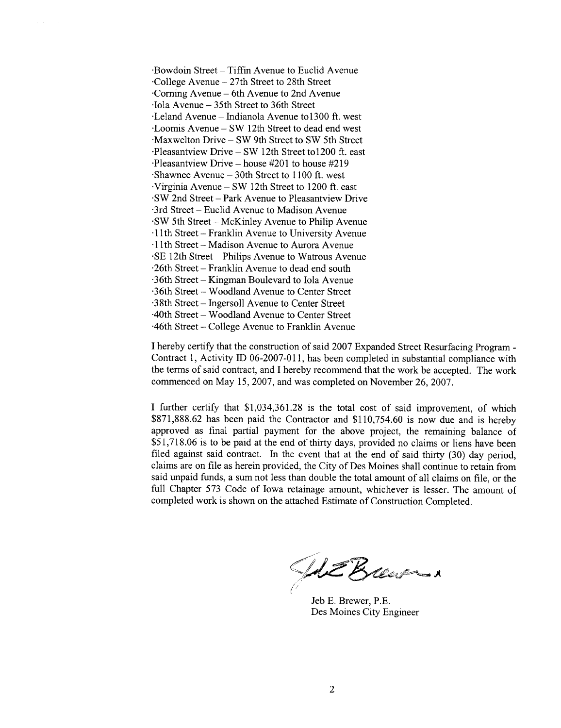- Bowdoin Street – Tiffin Avenue to Euclid Avenue
- College Avenue – 27th Street to 28th Street
- Corning Avenue – 6th Avenue to 2nd Avenue
- Iola Avenue – 35th Street to 36th Street
- Leland Avenue – Indianola Avenue to1300 ft. west
- Loomis Avenue – SW 12th Street to dead end west
- Maxwelton Drive – SW 9th Street to SW 5th Street
- Pleasantview Drive – SW 12th Street to1200 ft. east
- Pleasantview Drive – house #201 to house #219
- Shawnee Avenue – 30th Street to 1100 ft. west
- Virginia Avenue – SW 12th Street to 1200 ft. east
- SW 2nd Street – Park Avenue to Pleasantview Drive
- 3rd Street – Euclid Avenue to Madison Avenue
- SW 5th Street – McKinley Avenue to Philip Avenue
- 11th Street – Franklin Avenue to University Avenue
- 11th Street – Madison Avenue to Aurora Avenue
- SE 12th Street – Philips Avenue to Watrous Avenue
- 26th Street – Franklin Avenue to dead end south
- 36th Street – Kingman Boulevard to Iola Avenue
- 36th Street – Woodland Avenue to Center Street
- 38th Street – Ingersoll Avenue to Center Street
- 40th Street – Woodland Avenue to Center Street
- 46th Street – College Avenue to Franklin Avenue

I hereby certify that the construction of said 2007 Expanded Street Resurfacing Program - Contract 1, Activity ID 06-2007-011, has been completed in substantial compliance with the terms of said contract, and I hereby recommend that the work be accepted. The work commenced on May 15, 2007, and was completed on November 26, 2007.

I further certify that $1,034,361.28 is the total cost of said improvement, of which $871,888.62 has been paid the Contractor and $110,754.60 is now due and is hereby approved as final partial payment for the above project, the remaining balance of $51,718.06 is to be paid at the end of thirty days, provided no claims or liens have been filed against said contract. In the event that at the end of said thirty (30) day period, claims are on file as herein provided, the City of Des Moines shall continue to retain from said unpaid funds, a sum not less than double the total amount of all claims on file, or the full Chapter 573 Code of Iowa retainage amount, whichever is lesser. The amount of completed work is shown on the attached Estimate of Construction Completed.

Jeb E. Brewer, P.E.
Des Moines City Engineer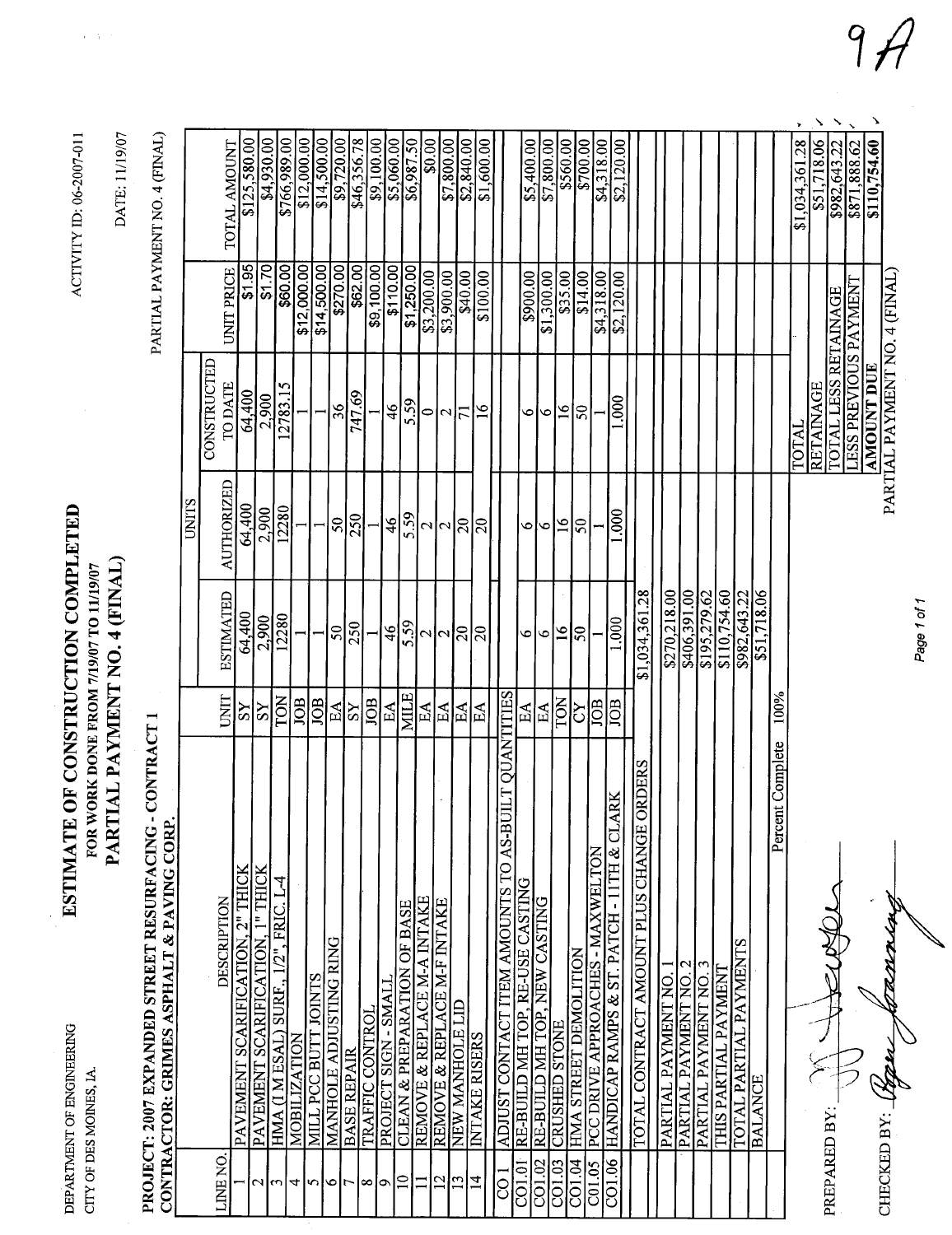DEPARTMENT OF ENGINEERING
CITY OF DES MOINES, IA.

ACTIVITY ID: 06-2007-011

9A

# ESTIMATE OF CONSTRUCTION COMPLETED

FOR WORK DONE FROM 7/19/07 TO 11/19/07

## PARTIAL PAYMENT NO. 4 (FINAL)

DATE: 11/19/07

**PROJECT: 2007 EXPANDED STREET RESURFACING - CONTRACT 1**
**CONTRACTOR: GRIMES ASPHALT & PAVING CORP.**

PARTIAL PAYMENT NO. 4 (FINAL)

| LINE NO. | DESCRIPTION | UNIT | UNITS ESTIMATED | UNITS AUTHORIZED | CONSTRUCTED TO DATE | UNIT PRICE | TOTAL AMOUNT |
|---|---|---|---|---|---|---|---|
| 1 | PAVEMENT SCARIFICATION, 2" THICK | SY | 64,400 | 64,400 | 64,400 | $1.95 | $125,580.00 |
| 2 | PAVEMENT SCARIFICATION, 1" THICK | SY | 2,900 | 2,900 | 2,900 | $1.70 | $4,930.00 |
| 3 | HMA (1 M ESAL) SURF., 1/2", FRIC. L-4 | TON | 12280 | 12280 | 12783.15 | $60.00 | $766,989.00 |
| 4 | MOBILIZATION | JOB | 1 | 1 | 1 | $12,000.00 | $12,000.00 |
| 5 | MILL PCC BUTT JOINTS | JOB | 1 | 1 | 1 | $14,500.00 | $14,500.00 |
| 6 | MANHOLE ADJUSTING RING | EA | 50 | 50 | 36 | $270.00 | $9,720.00 |
| 7 | BASE REPAIR | SY | 250 | 250 | 747.69 | $62.00 | $46,356.78 |
| 8 | TRAFFIC CONTROL | JOB | 1 | 1 | 1 | $9,100.00 | $9,100.00 |
| 9 | PROJECT SIGN - SMALL | EA | 46 | 46 | 46 | $110.00 | $5,060.00 |
| 10 | CLEAN & PREPARATION OF BASE | MILE | 5.59 | 5.59 | 5.59 | $1,250.00 | $6,987.50 |
| 11 | REMOVE & REPLACE M-A INTAKE | EA | 2 | 2 | 0 | $3,200.00 | $0.00 |
| 12 | REMOVE & REPLACE M-F INTAKE | EA | 2 | 2 | 2 | $3,900.00 | $7,800.00 |
| 13 | NEW MANHOLE LID | EA | 20 | 20 | 71 | $40.00 | $2,840.00 |
| 14 | INTAKE RISERS | EA | 20 | 20 | 16 | $100.00 | $1,600.00 |
| CO 1 | ADJUST CONTACT ITEM AMOUNTS TO AS-BUILT QUANTITIES | | | | | | |
| CO1.01 | RE-BUILD MH TOP, RE-USE CASTING | EA | 6 | 6 | 6 | $900.00 | $5,400.00 |
| CO1.02 | RE-BUILD MH TOP, NEW CASTING | EA | 6 | 6 | 6 | $1,300.00 | $7,800.00 |
| CO1.03 | CRUSHED STONE | TON | 16 | 16 | 16 | $35.00 | $560.00 |
| CO1.04 | HMA STREET DEMOLITION | CY | 50 | 50 | 50 | $14.00 | $700.00 |
| CO1.05 | PCC DRIVE APPROACHES - MAXWELTON | JOB | 1 | 1 | 1 | $4,318.00 | $4,318.00 |
| CO1.06 | HANDICAP RAMPS & ST. PATCH - 11TH & CLARK | JOB | 1.000 | 1.000 | 1.000 | $2,120.00 | $2,120.00 |
| | TOTAL CONTRACT AMOUNT PLUS CHANGE ORDERS | | $1,034,361.28 | | | | |
| | PARTIAL PAYMENT NO. 1 | | $270,218.00 | | | | |
| | PARTIAL PAYMENT NO. 2 | | $406,391.00 | | | | |
| | PARTIAL PAYMENT NO. 3 | | $195,279.62 | | | | |
| | THIS PARTIAL PAYMENT | | $110,754.60 | | | | |
| | TOTAL PARTIAL PAYMENTS | | $982,643.22 | | | | |
| | BALANCE | | $51,718.06 | | | | |
| | Percent Complete 100% | | | | | | |
| | | | | | | TOTAL | $1,034,361.28 |
| | | | | | | RETAINAGE | $51,718.06 |
| | | | | | | TOTAL LESS RETAINAGE | $982,643.22 |
| | | | | | | LESS PREVIOUS PAYMENT | $871,888.62 |
| | | | | | | **AMOUNT DUE** | **$110,754.60** |

PARTIAL PAYMENT NO. 4 (FINAL)

PREPARED BY: [signature]

CHECKED BY: [signature]